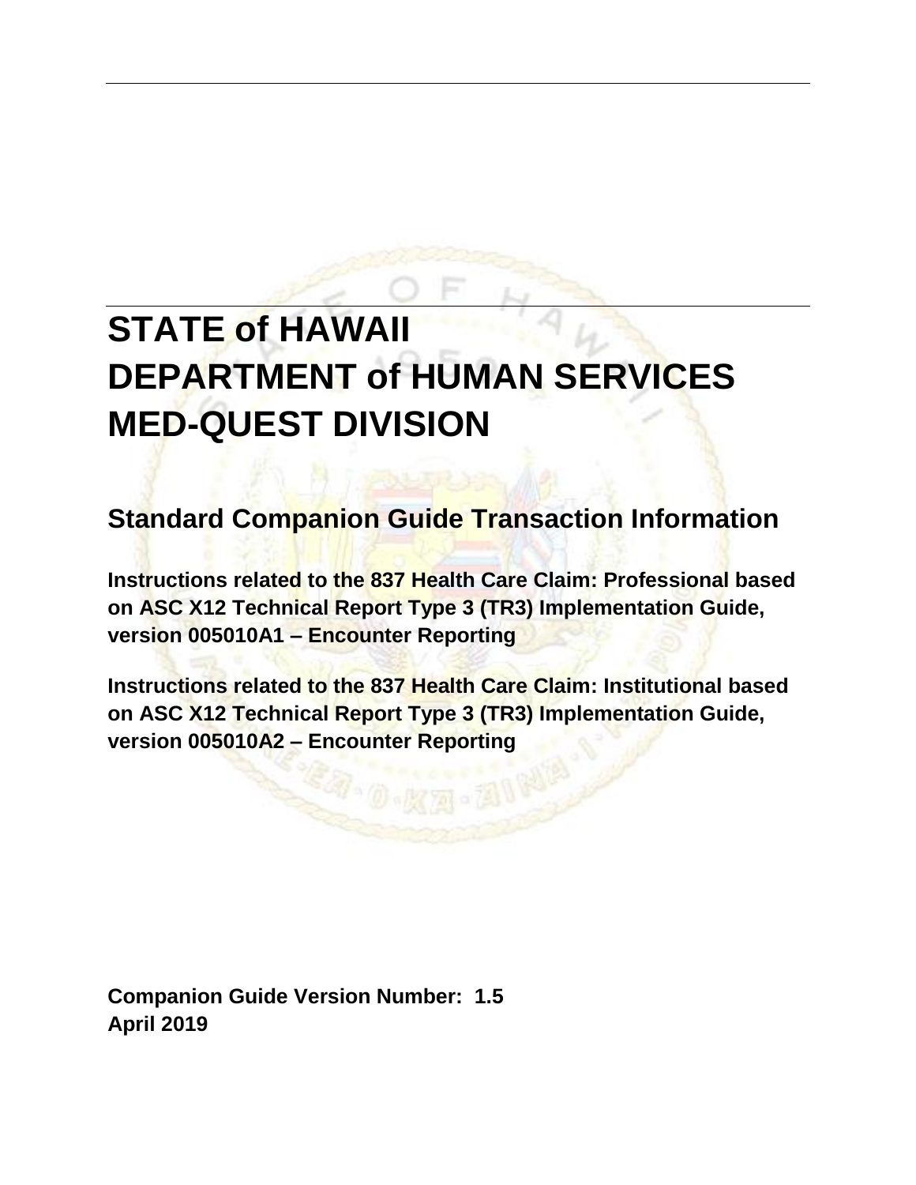# STATE of HAWAII
# DEPARTMENT of HUMAN SERVICES
# MED-QUEST DIVISION

## Standard Companion Guide Transaction Information

**Instructions related to the 837 Health Care Claim: Professional based on ASC X12 Technical Report Type 3 (TR3) Implementation Guide, version 005010A1 – Encounter Reporting**

**Instructions related to the 837 Health Care Claim: Institutional based on ASC X12 Technical Report Type 3 (TR3) Implementation Guide, version 005010A2 – Encounter Reporting**

**Companion Guide Version Number: 1.5**
**April 2019**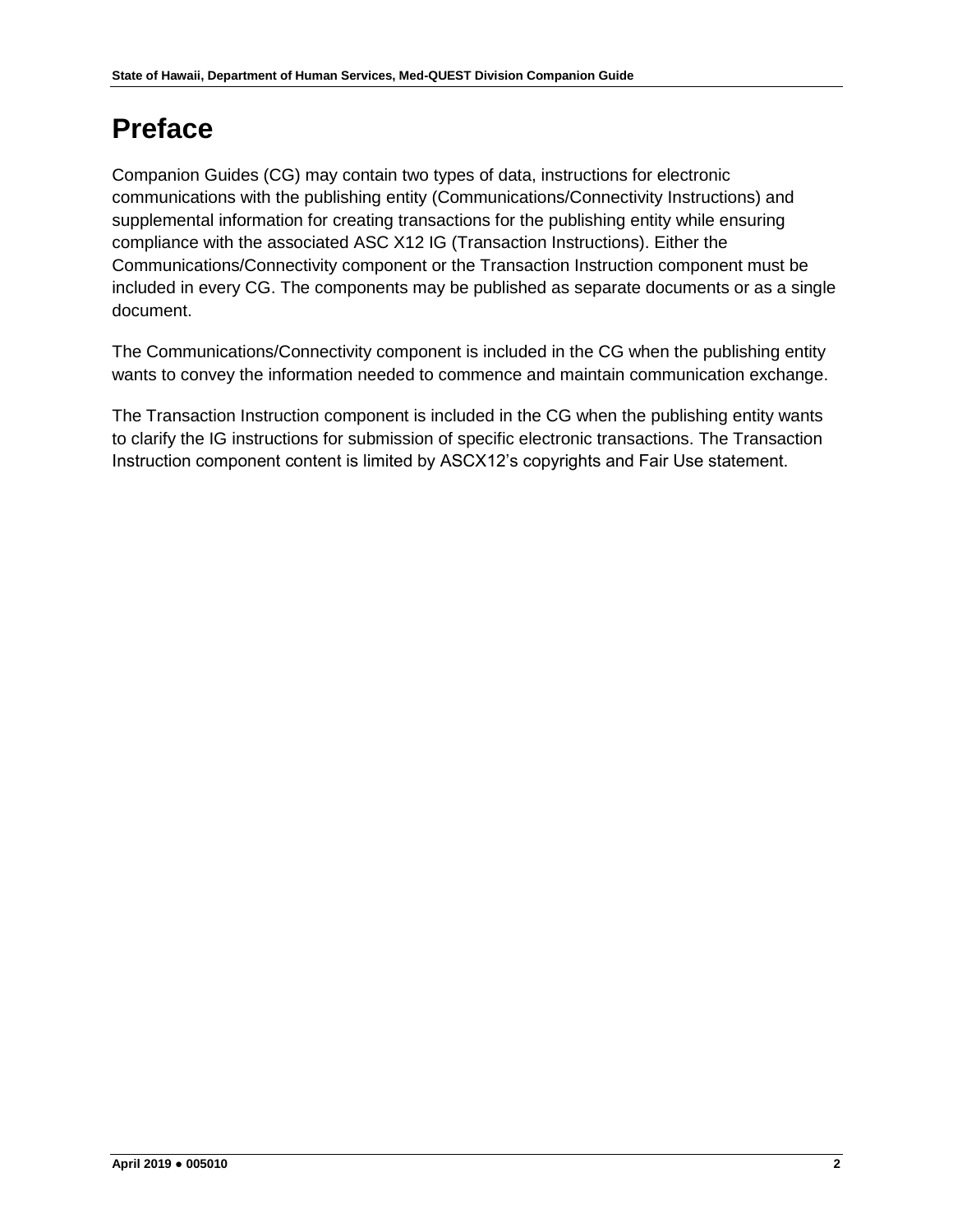# Preface

Companion Guides (CG) may contain two types of data, instructions for electronic communications with the publishing entity (Communications/Connectivity Instructions) and supplemental information for creating transactions for the publishing entity while ensuring compliance with the associated ASC X12 IG (Transaction Instructions). Either the Communications/Connectivity component or the Transaction Instruction component must be included in every CG. The components may be published as separate documents or as a single document.

The Communications/Connectivity component is included in the CG when the publishing entity wants to convey the information needed to commence and maintain communication exchange.

The Transaction Instruction component is included in the CG when the publishing entity wants to clarify the IG instructions for submission of specific electronic transactions. The Transaction Instruction component content is limited by ASCX12's copyrights and Fair Use statement.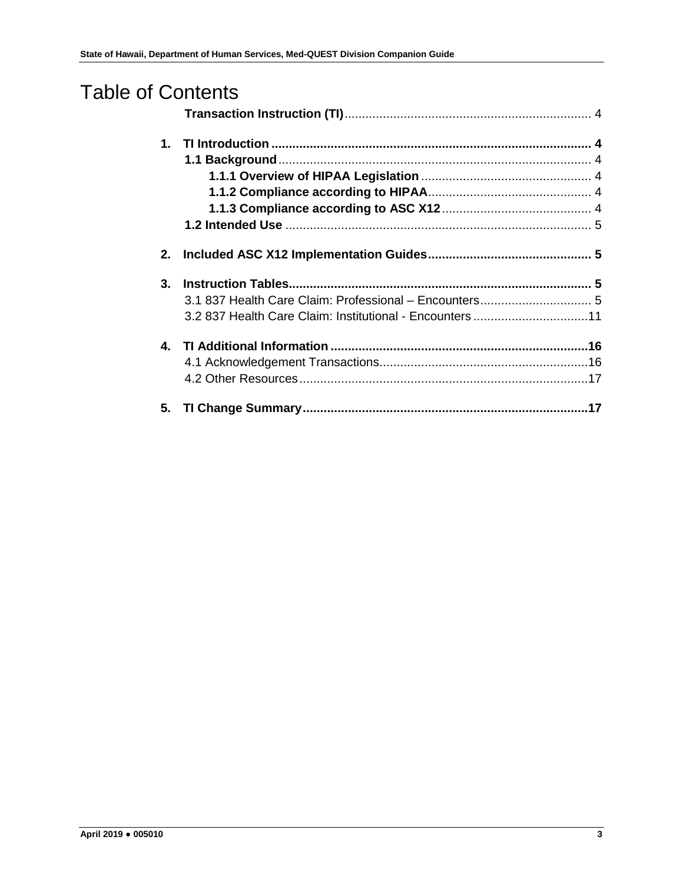# Table of Contents

**Transaction Instruction (TI)** ........................................ 4

**1. TI Introduction** ........................................ **4**

- **1.1 Background** ........................................ 4
  - **1.1.1 Overview of HIPAA Legislation** ........................................ 4
  - **1.1.2 Compliance according to HIPAA** ........................................ 4
  - **1.1.3 Compliance according to ASC X12** ........................................ 4
- **1.2 Intended Use** ........................................ 5

**2. Included ASC X12 Implementation Guides** ........................................ **5**

**3. Instruction Tables** ........................................ **5**

- 3.1 837 Health Care Claim: Professional – Encounters ........................................ 5
- 3.2 837 Health Care Claim: Institutional - Encounters ........................................ 11

**4. TI Additional Information** ........................................ **16**

- 4.1 Acknowledgement Transactions ........................................ 16
- 4.2 Other Resources ........................................ 17

**5. TI Change Summary** ........................................ **17**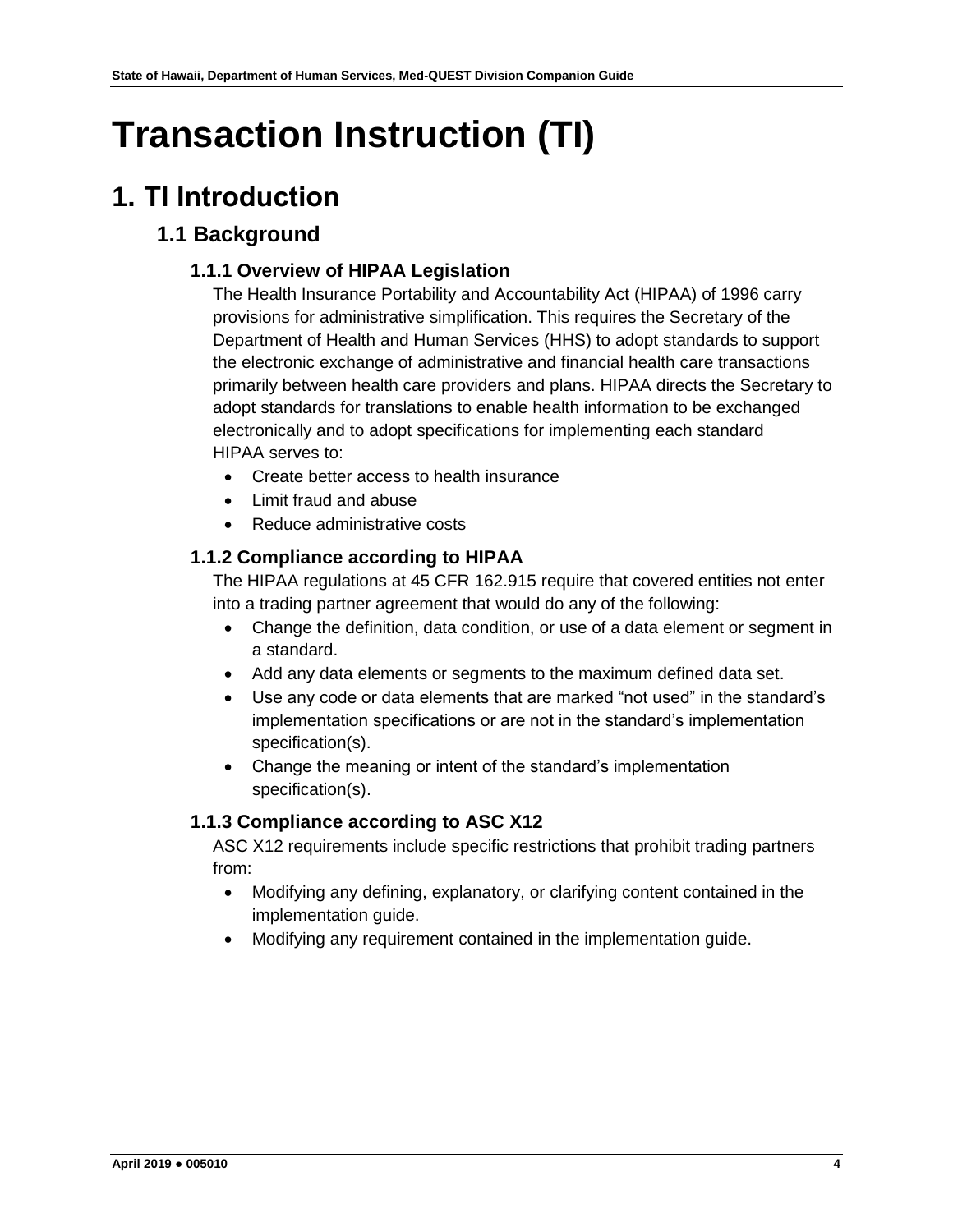# Transaction Instruction (TI)

## 1. TI Introduction

### 1.1 Background

#### 1.1.1 Overview of HIPAA Legislation

The Health Insurance Portability and Accountability Act (HIPAA) of 1996 carry provisions for administrative simplification. This requires the Secretary of the Department of Health and Human Services (HHS) to adopt standards to support the electronic exchange of administrative and financial health care transactions primarily between health care providers and plans. HIPAA directs the Secretary to adopt standards for translations to enable health information to be exchanged electronically and to adopt specifications for implementing each standard
HIPAA serves to:

- Create better access to health insurance
- Limit fraud and abuse
- Reduce administrative costs

#### 1.1.2 Compliance according to HIPAA

The HIPAA regulations at 45 CFR 162.915 require that covered entities not enter into a trading partner agreement that would do any of the following:

- Change the definition, data condition, or use of a data element or segment in a standard.
- Add any data elements or segments to the maximum defined data set.
- Use any code or data elements that are marked "not used" in the standard's implementation specifications or are not in the standard's implementation specification(s).
- Change the meaning or intent of the standard's implementation specification(s).

#### 1.1.3 Compliance according to ASC X12

ASC X12 requirements include specific restrictions that prohibit trading partners from:

- Modifying any defining, explanatory, or clarifying content contained in the implementation guide.
- Modifying any requirement contained in the implementation guide.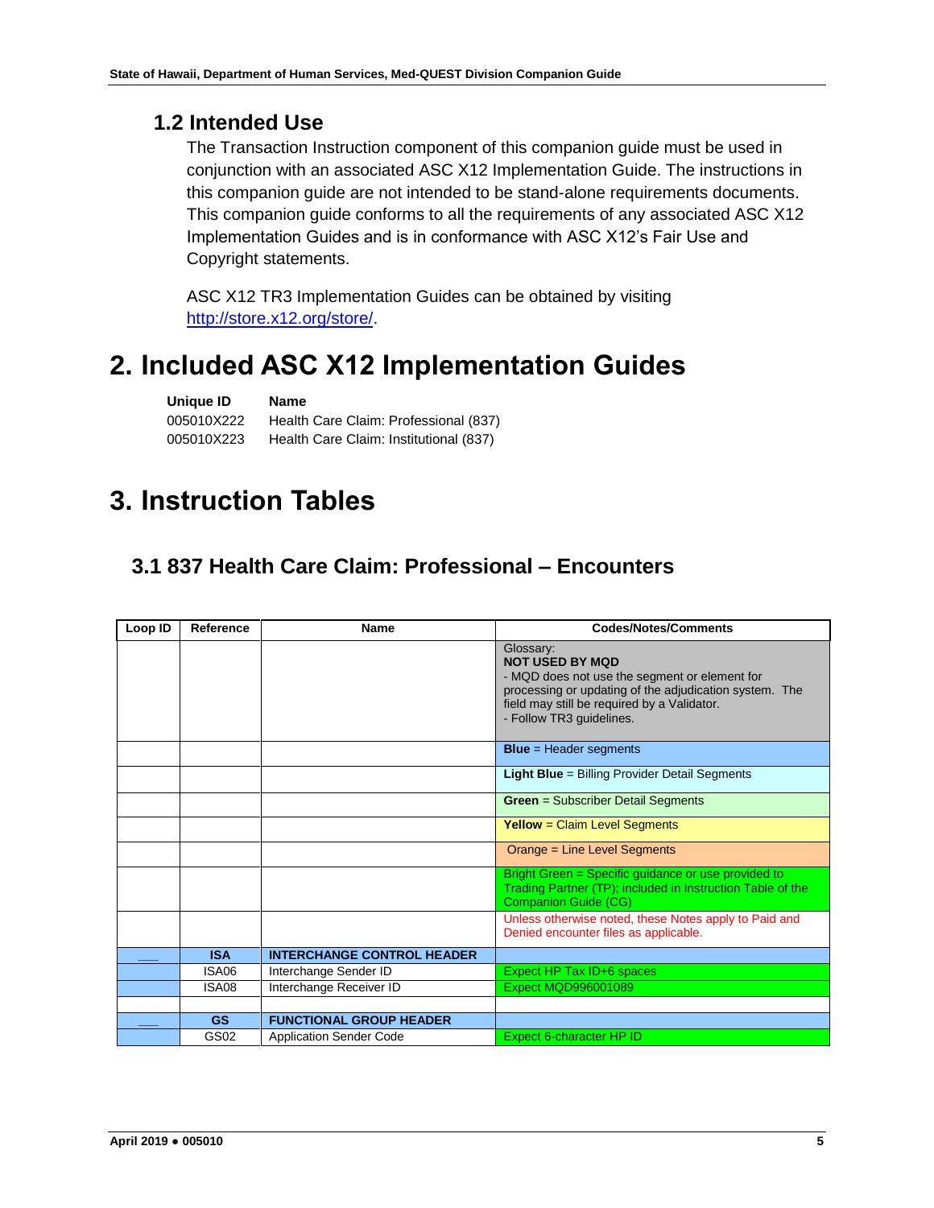## 1.2 Intended Use

The Transaction Instruction component of this companion guide must be used in conjunction with an associated ASC X12 Implementation Guide. The instructions in this companion guide are not intended to be stand-alone requirements documents. This companion guide conforms to all the requirements of any associated ASC X12 Implementation Guides and is in conformance with ASC X12's Fair Use and Copyright statements.

ASC X12 TR3 Implementation Guides can be obtained by visiting http://store.x12.org/store/.

# 2. Included ASC X12 Implementation Guides

| Unique ID | Name |
|---|---|
| 005010X222 | Health Care Claim: Professional (837) |
| 005010X223 | Health Care Claim: Institutional (837) |

# 3. Instruction Tables

## 3.1 837 Health Care Claim: Professional – Encounters

| Loop ID | Reference | Name | Codes/Notes/Comments |
|---|---|---|---|
| | | | Glossary:<br>**NOT USED BY MQD**<br>- MQD does not use the segment or element for processing or updating of the adjudication system. The field may still be required by a Validator.<br>- Follow TR3 guidelines. |
| | | | **Blue** = Header segments |
| | | | **Light Blue** = Billing Provider Detail Segments |
| | | | **Green** = Subscriber Detail Segments |
| | | | **Yellow** = Claim Level Segments |
| | | | Orange = Line Level Segments |
| | | | Bright Green = Specific guidance or use provided to Trading Partner (TP); included in Instruction Table of the Companion Guide (CG) |
| | | | Unless otherwise noted, these Notes apply to Paid and Denied encounter files as applicable. |
| ___ | **ISA** | **INTERCHANGE CONTROL HEADER** | |
| | ISA06 | Interchange Sender ID | Expect HP Tax ID+6 spaces |
| | ISA08 | Interchange Receiver ID | Expect MQD996001089 |
| | | | |
| ___ | **GS** | **FUNCTIONAL GROUP HEADER** | |
| | GS02 | Application Sender Code | Expect 6-character HP ID |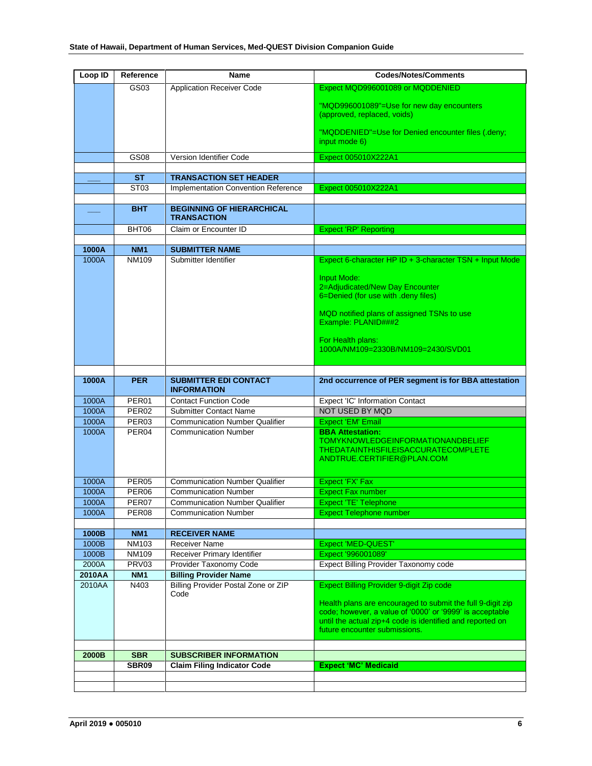| Loop ID | Reference | Name | Codes/Notes/Comments |
|---|---|---|---|
| | GS03 | Application Receiver Code | Expect MQD996001089 or MQDDENIED<br><br>"MQD996001089"=Use for new day encounters (approved, replaced, voids)<br><br>"MQDDENIED"=Use for Denied encounter files (.deny; input mode 6) |
| | GS08 | Version Identifier Code | Expect 005010X222A1 |
| | | | |
| ___ | **ST** | **TRANSACTION SET HEADER** | |
| | ST03 | Implementation Convention Reference | Expect 005010X222A1 |
| | | | |
| ___ | **BHT** | **BEGINNING OF HIERARCHICAL TRANSACTION** | |
| | BHT06 | Claim or Encounter ID | Expect 'RP' Reporting |
| | | | |
| **1000A** | **NM1** | **SUBMITTER NAME** | |
| 1000A | NM109 | Submitter Identifier | Expect 6-character HP ID + 3-character TSN + Input Mode<br><br>Input Mode:<br>2=Adjudicated/New Day Encounter<br>6=Denied (for use with .deny files)<br><br>MQD notified plans of assigned TSNs to use<br>Example: PLANID###2<br><br>For Health plans:<br>1000A/NM109=2330B/NM109=2430/SVD01 |
| | | | |
| **1000A** | **PER** | **SUBMITTER EDI CONTACT INFORMATION** | **2nd occurrence of PER segment is for BBA attestation** |
| 1000A | PER01 | Contact Function Code | Expect 'IC' Information Contact |
| 1000A | PER02 | Submitter Contact Name | NOT USED BY MQD |
| 1000A | PER03 | Communication Number Qualifier | Expect 'EM' Email |
| 1000A | PER04 | Communication Number | **BBA Attestation:**<br>TOMYKNOWLEDGEINFORMATIONANDBELIEF THEDATAINTHISFILEISACCURATECOMPLETE ANDTRUE.CERTIFIER@PLAN.COM |
| 1000A | PER05 | Communication Number Qualifier | Expect 'FX' Fax |
| 1000A | PER06 | Communication Number | Expect Fax number |
| 1000A | PER07 | Communication Number Qualifier | Expect 'TE' Telephone |
| 1000A | PER08 | Communication Number | Expect Telephone number |
| | | | |
| **1000B** | **NM1** | **RECEIVER NAME** | |
| 1000B | NM103 | Receiver Name | Expect 'MED-QUEST' |
| 1000B | NM109 | Receiver Primary Identifier | Expect '996001089' |
| 2000A | PRV03 | Provider Taxonomy Code | Expect Billing Provider Taxonomy code |
| **2010AA** | **NM1** | **Billing Provider Name** | |
| 2010AA | N403 | Billing Provider Postal Zone or ZIP Code | Expect Billing Provider 9-digit Zip code<br><br>Health plans are encouraged to submit the full 9-digit zip code; however, a value of '0000' or '9999' is acceptable until the actual zip+4 code is identified and reported on future encounter submissions. |
| | | | |
| **2000B** | **SBR** | **SUBSCRIBER INFORMATION** | |
| | **SBR09** | **Claim Filing Indicator Code** | **Expect 'MC' Medicaid** |
| | | | |
| | | | |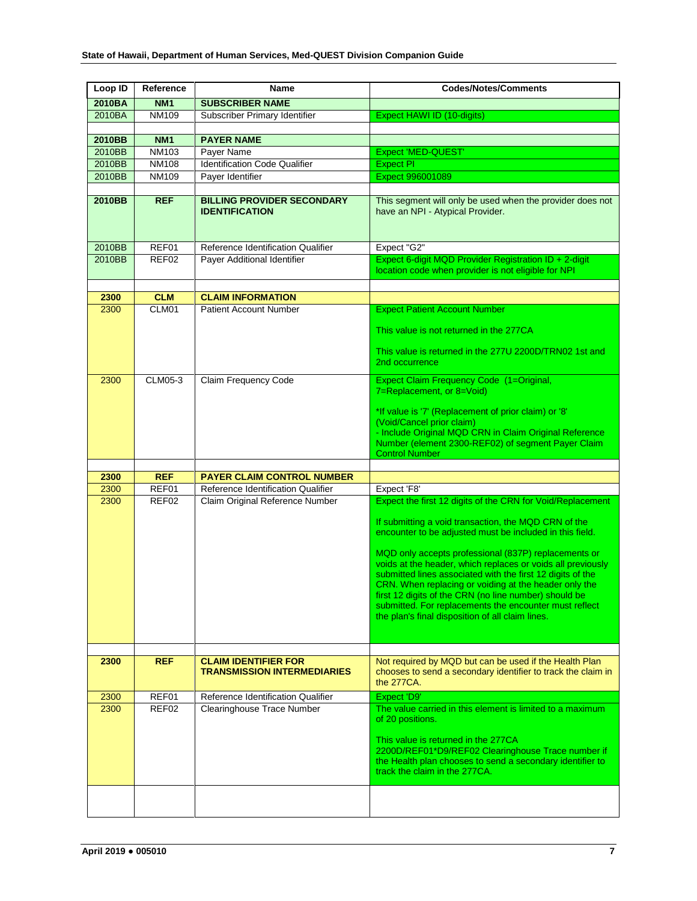| Loop ID | Reference | Name | Codes/Notes/Comments |
|---|---|---|---|
| **2010BA** | **NM1** | **SUBSCRIBER NAME** | |
| 2010BA | NM109 | Subscriber Primary Identifier | Expect HAWI ID (10-digits) |
| | | | |
| **2010BB** | **NM1** | **PAYER NAME** | |
| 2010BB | NM103 | Payer Name | Expect 'MED-QUEST' |
| 2010BB | NM108 | Identification Code Qualifier | Expect PI |
| 2010BB | NM109 | Payer Identifier | Expect 996001089 |
| | | | |
| **2010BB** | **REF** | **BILLING PROVIDER SECONDARY IDENTIFICATION** | This segment will only be used when the provider does not have an NPI - Atypical Provider. |
| 2010BB | REF01 | Reference Identification Qualifier | Expect "G2" |
| 2010BB | REF02 | Payer Additional Identifier | Expect 6-digit MQD Provider Registration ID + 2-digit location code when provider is not eligible for NPI |
| | | | |
| **2300** | **CLM** | **CLAIM INFORMATION** | |
| 2300 | CLM01 | Patient Account Number | Expect Patient Account Number<br><br>This value is not returned in the 277CA<br><br>This value is returned in the 277U 2200D/TRN02 1st and 2nd occurrence |
| 2300 | CLM05-3 | Claim Frequency Code | Expect Claim Frequency Code (1=Original, 7=Replacement, or 8=Void)<br><br>*If value is '7' (Replacement of prior claim) or '8' (Void/Cancel prior claim)<br>- Include Original MQD CRN in Claim Original Reference Number (element 2300-REF02) of segment Payer Claim Control Number |
| | | | |
| **2300** | **REF** | **PAYER CLAIM CONTROL NUMBER** | |
| 2300 | REF01 | Reference Identification Qualifier | Expect 'F8' |
| 2300 | REF02 | Claim Original Reference Number | Expect the first 12 digits of the CRN for Void/Replacement<br><br>If submitting a void transaction, the MQD CRN of the encounter to be adjusted must be included in this field.<br><br>MQD only accepts professional (837P) replacements or voids at the header, which replaces or voids all previously submitted lines associated with the first 12 digits of the CRN. When replacing or voiding at the header only the first 12 digits of the CRN (no line number) should be submitted. For replacements the encounter must reflect the plan's final disposition of all claim lines. |
| | | | |
| **2300** | **REF** | **CLAIM IDENTIFIER FOR TRANSMISSION INTERMEDIARIES** | Not required by MQD but can be used if the Health Plan chooses to send a secondary identifier to track the claim in the 277CA. |
| 2300 | REF01 | Reference Identification Qualifier | Expect 'D9' |
| 2300 | REF02 | Clearinghouse Trace Number | The value carried in this element is limited to a maximum of 20 positions.<br><br>This value is returned in the 277CA 2200D/REF01*D9/REF02 Clearinghouse Trace number if the Health plan chooses to send a secondary identifier to track the claim in the 277CA. |
| | | | |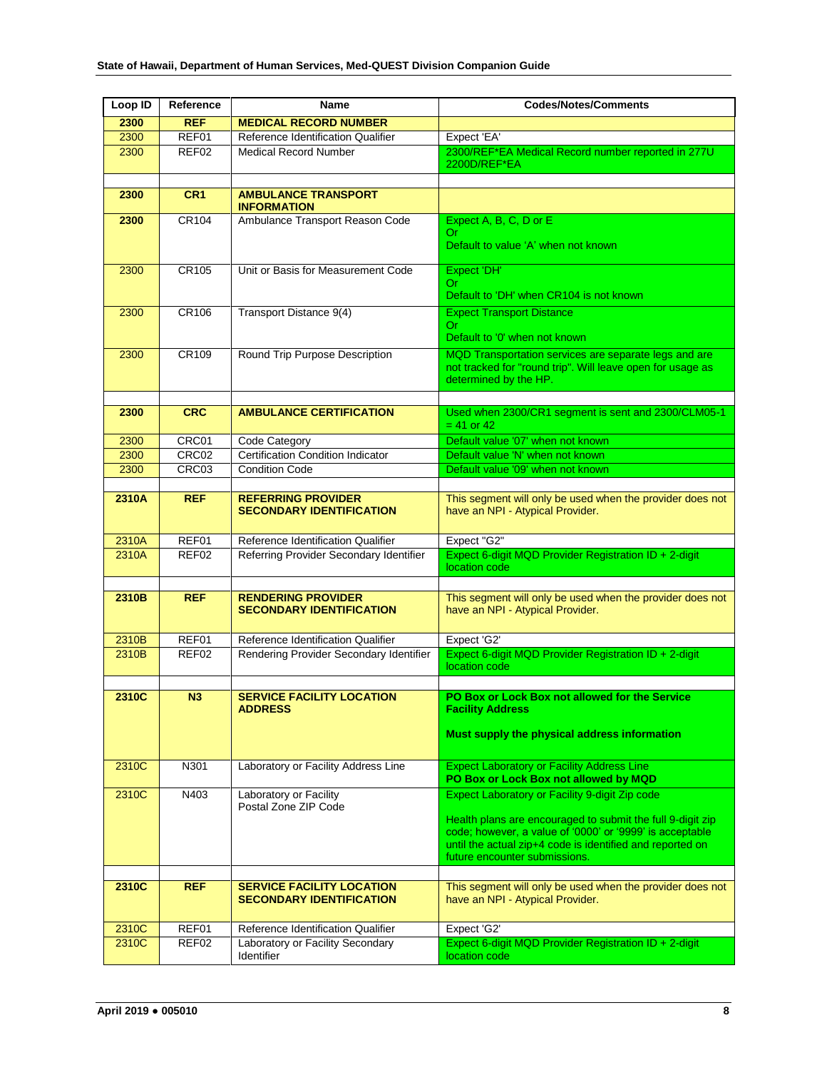| Loop ID | Reference | Name | Codes/Notes/Comments |
|---|---|---|---|
| **2300** | **REF** | **MEDICAL RECORD NUMBER** | |
| 2300 | REF01 | Reference Identification Qualifier | Expect 'EA' |
| 2300 | REF02 | Medical Record Number | 2300/REF*EA Medical Record number reported in 277U 2200D/REF*EA |
| | | | |
| **2300** | **CR1** | **AMBULANCE TRANSPORT INFORMATION** | |
| **2300** | CR104 | Ambulance Transport Reason Code | Expect A, B, C, D or E<br>Or<br>Default to value 'A' when not known |
| 2300 | CR105 | Unit or Basis for Measurement Code | Expect 'DH'<br>Or<br>Default to 'DH' when CR104 is not known |
| 2300 | CR106 | Transport Distance 9(4) | Expect Transport Distance<br>Or<br>Default to '0' when not known |
| 2300 | CR109 | Round Trip Purpose Description | MQD Transportation services are separate legs and are not tracked for "round trip". Will leave open for usage as determined by the HP. |
| | | | |
| **2300** | **CRC** | **AMBULANCE CERTIFICATION** | Used when 2300/CR1 segment is sent and 2300/CLM05-1 = 41 or 42 |
| 2300 | CRC01 | Code Category | Default value '07' when not known |
| 2300 | CRC02 | Certification Condition Indicator | Default value 'N' when not known |
| 2300 | CRC03 | Condition Code | Default value '09' when not known |
| | | | |
| **2310A** | **REF** | **REFERRING PROVIDER SECONDARY IDENTIFICATION** | This segment will only be used when the provider does not have an NPI - Atypical Provider. |
| 2310A | REF01 | Reference Identification Qualifier | Expect "G2" |
| 2310A | REF02 | Referring Provider Secondary Identifier | Expect 6-digit MQD Provider Registration ID + 2-digit location code |
| | | | |
| **2310B** | **REF** | **RENDERING PROVIDER SECONDARY IDENTIFICATION** | This segment will only be used when the provider does not have an NPI - Atypical Provider. |
| 2310B | REF01 | Reference Identification Qualifier | Expect 'G2' |
| 2310B | REF02 | Rendering Provider Secondary Identifier | Expect 6-digit MQD Provider Registration ID + 2-digit location code |
| | | | |
| **2310C** | **N3** | **SERVICE FACILITY LOCATION ADDRESS** | **PO Box or Lock Box not allowed for the Service Facility Address**<br><br>**Must supply the physical address information** |
| 2310C | N301 | Laboratory or Facility Address Line | Expect Laboratory or Facility Address Line<br>**PO Box or Lock Box not allowed by MQD** |
| 2310C | N403 | Laboratory or Facility Postal Zone ZIP Code | Expect Laboratory or Facility 9-digit Zip code<br><br>Health plans are encouraged to submit the full 9-digit zip code; however, a value of '0000' or '9999' is acceptable until the actual zip+4 code is identified and reported on future encounter submissions. |
| | | | |
| **2310C** | **REF** | **SERVICE FACILITY LOCATION SECONDARY IDENTIFICATION** | This segment will only be used when the provider does not have an NPI - Atypical Provider. |
| 2310C | REF01 | Reference Identification Qualifier | Expect 'G2' |
| 2310C | REF02 | Laboratory or Facility Secondary Identifier | Expect 6-digit MQD Provider Registration ID + 2-digit location code |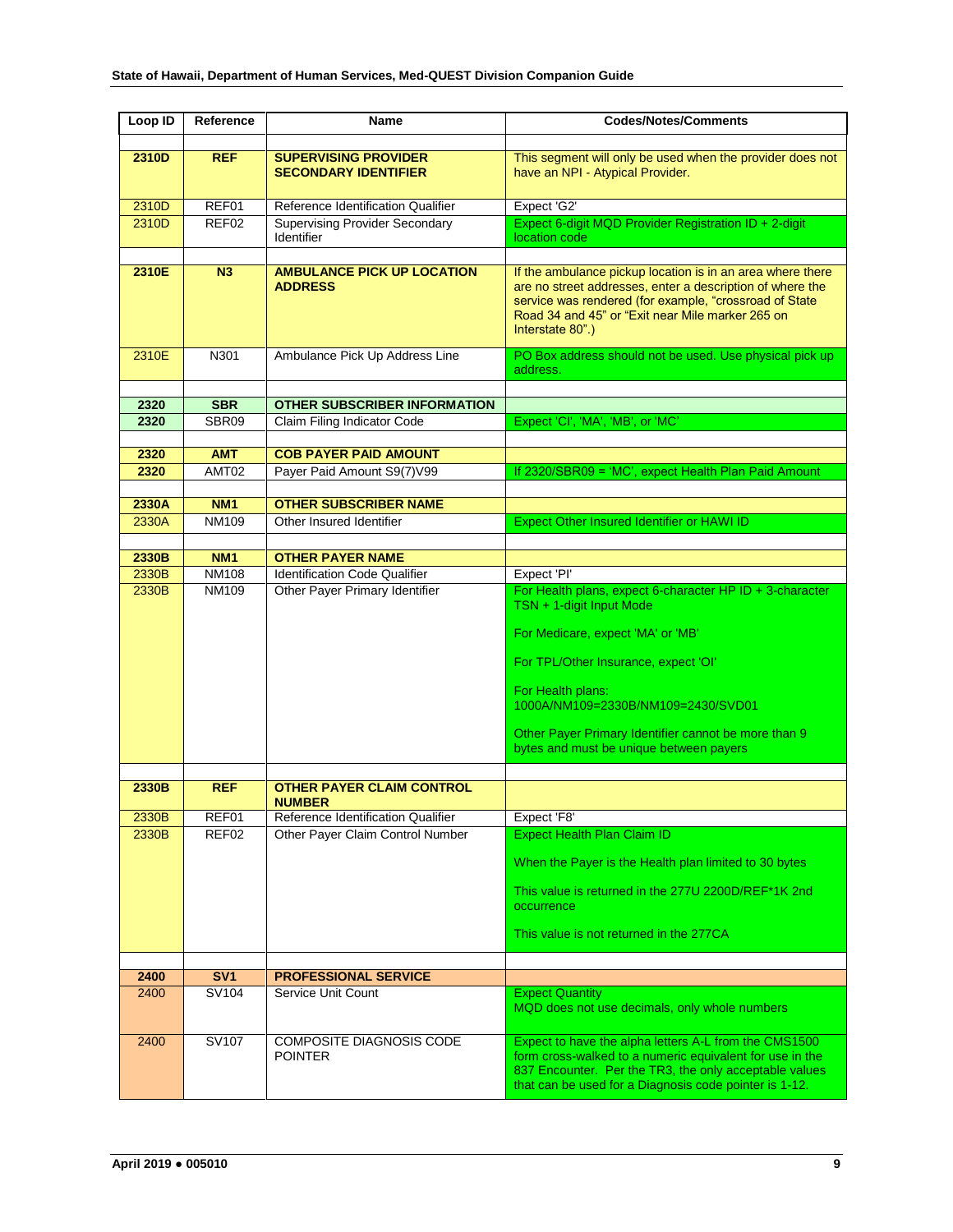| Loop ID | Reference | Name | Codes/Notes/Comments |
|---|---|---|---|
| | | | |
| **2310D** | **REF** | **SUPERVISING PROVIDER SECONDARY IDENTIFIER** | This segment will only be used when the provider does not have an NPI - Atypical Provider. |
| 2310D | REF01 | Reference Identification Qualifier | Expect 'G2' |
| 2310D | REF02 | Supervising Provider Secondary Identifier | Expect 6-digit MQD Provider Registration ID + 2-digit location code |
| | | | |
| **2310E** | **N3** | **AMBULANCE PICK UP LOCATION ADDRESS** | If the ambulance pickup location is in an area where there are no street addresses, enter a description of where the service was rendered (for example, "crossroad of State Road 34 and 45" or "Exit near Mile marker 265 on Interstate 80".) |
| 2310E | N301 | Ambulance Pick Up Address Line | PO Box address should not be used. Use physical pick up address. |
| | | | |
| **2320** | **SBR** | **OTHER SUBSCRIBER INFORMATION** | |
| **2320** | SBR09 | Claim Filing Indicator Code | Expect 'CI', 'MA', 'MB', or 'MC' |
| | | | |
| **2320** | **AMT** | **COB PAYER PAID AMOUNT** | |
| **2320** | AMT02 | Payer Paid Amount S9(7)V99 | If 2320/SBR09 = 'MC', expect Health Plan Paid Amount |
| | | | |
| **2330A** | **NM1** | **OTHER SUBSCRIBER NAME** | |
| 2330A | NM109 | Other Insured Identifier | Expect Other Insured Identifier or HAWI ID |
| | | | |
| **2330B** | **NM1** | **OTHER PAYER NAME** | |
| 2330B | NM108 | Identification Code Qualifier | Expect 'PI' |
| 2330B | NM109 | Other Payer Primary Identifier | For Health plans, expect 6-character HP ID + 3-character TSN + 1-digit Input Mode<br><br>For Medicare, expect 'MA' or 'MB'<br><br>For TPL/Other Insurance, expect 'OI'<br><br>For Health plans:<br>1000A/NM109=2330B/NM109=2430/SVD01<br><br>Other Payer Primary Identifier cannot be more than 9 bytes and must be unique between payers |
| | | | |
| **2330B** | **REF** | **OTHER PAYER CLAIM CONTROL NUMBER** | |
| 2330B | REF01 | Reference Identification Qualifier | Expect 'F8' |
| 2330B | REF02 | Other Payer Claim Control Number | Expect Health Plan Claim ID<br><br>When the Payer is the Health plan limited to 30 bytes<br><br>This value is returned in the 277U 2200D/REF*1K 2nd occurrence<br><br>This value is not returned in the 277CA |
| | | | |
| **2400** | **SV1** | **PROFESSIONAL SERVICE** | |
| 2400 | SV104 | Service Unit Count | Expect Quantity<br>MQD does not use decimals, only whole numbers |
| 2400 | SV107 | COMPOSITE DIAGNOSIS CODE POINTER | Expect to have the alpha letters A-L from the CMS1500 form cross-walked to a numeric equivalent for use in the 837 Encounter. Per the TR3, the only acceptable values that can be used for a Diagnosis code pointer is 1-12. |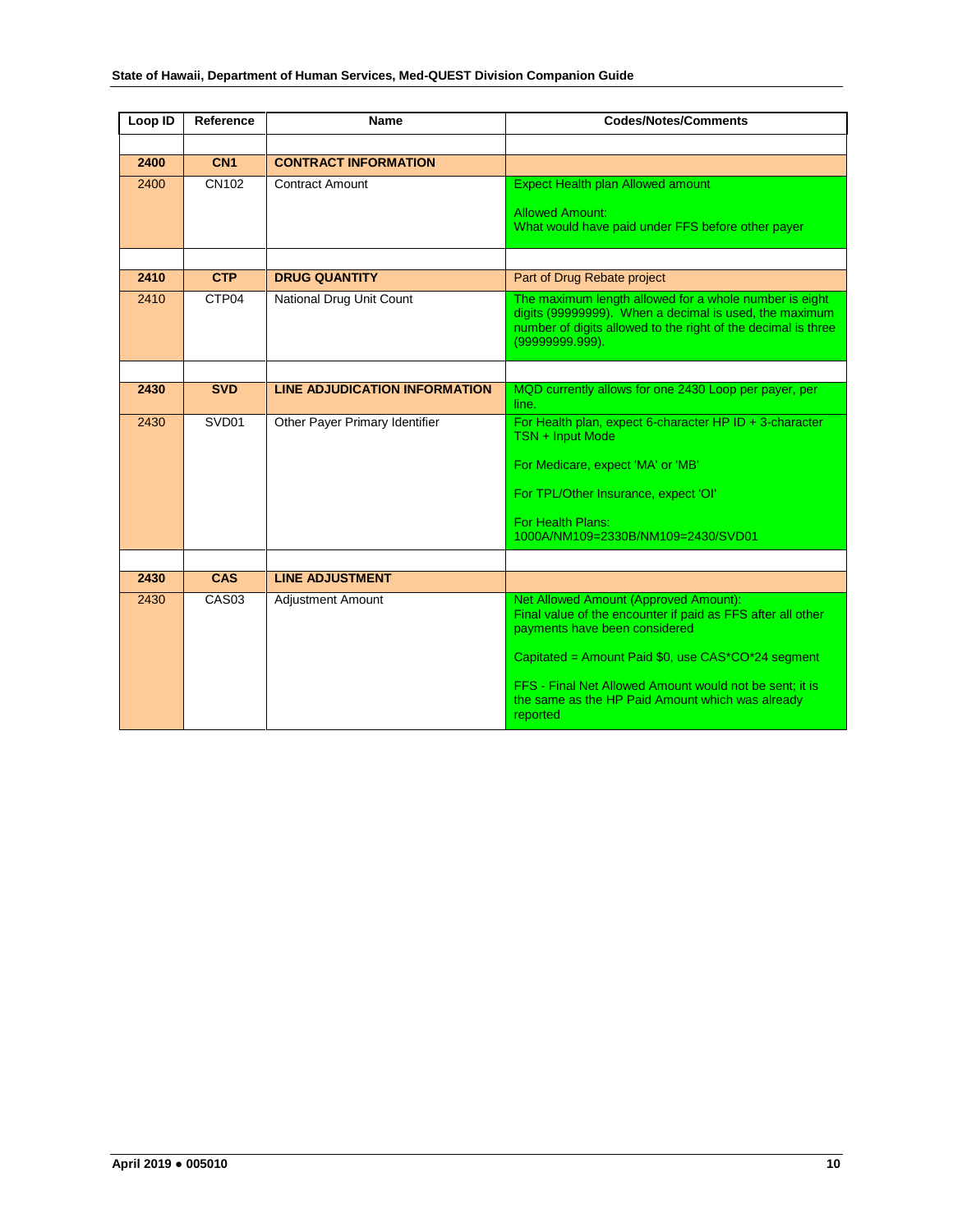| Loop ID | Reference | Name | Codes/Notes/Comments |
|---|---|---|---|
| | | | |
| **2400** | **CN1** | **CONTRACT INFORMATION** | |
| 2400 | CN102 | Contract Amount | Expect Health plan Allowed amount<br><br>Allowed Amount:<br>What would have paid under FFS before other payer |
| | | | |
| **2410** | **CTP** | **DRUG QUANTITY** | Part of Drug Rebate project |
| 2410 | CTP04 | National Drug Unit Count | The maximum length allowed for a whole number is eight digits (99999999). When a decimal is used, the maximum number of digits allowed to the right of the decimal is three (99999999.999). |
| | | | |
| **2430** | **SVD** | **LINE ADJUDICATION INFORMATION** | MQD currently allows for one 2430 Loop per payer, per line. |
| 2430 | SVD01 | Other Payer Primary Identifier | For Health plan, expect 6-character HP ID + 3-character TSN + Input Mode<br><br>For Medicare, expect 'MA' or 'MB'<br><br>For TPL/Other Insurance, expect 'OI'<br><br>For Health Plans:<br>1000A/NM109=2330B/NM109=2430/SVD01 |
| | | | |
| **2430** | **CAS** | **LINE ADJUSTMENT** | |
| 2430 | CAS03 | Adjustment Amount | Net Allowed Amount (Approved Amount):<br>Final value of the encounter if paid as FFS after all other payments have been considered<br><br>Capitated = Amount Paid $0, use CAS*CO*24 segment<br><br>FFS - Final Net Allowed Amount would not be sent; it is the same as the HP Paid Amount which was already reported |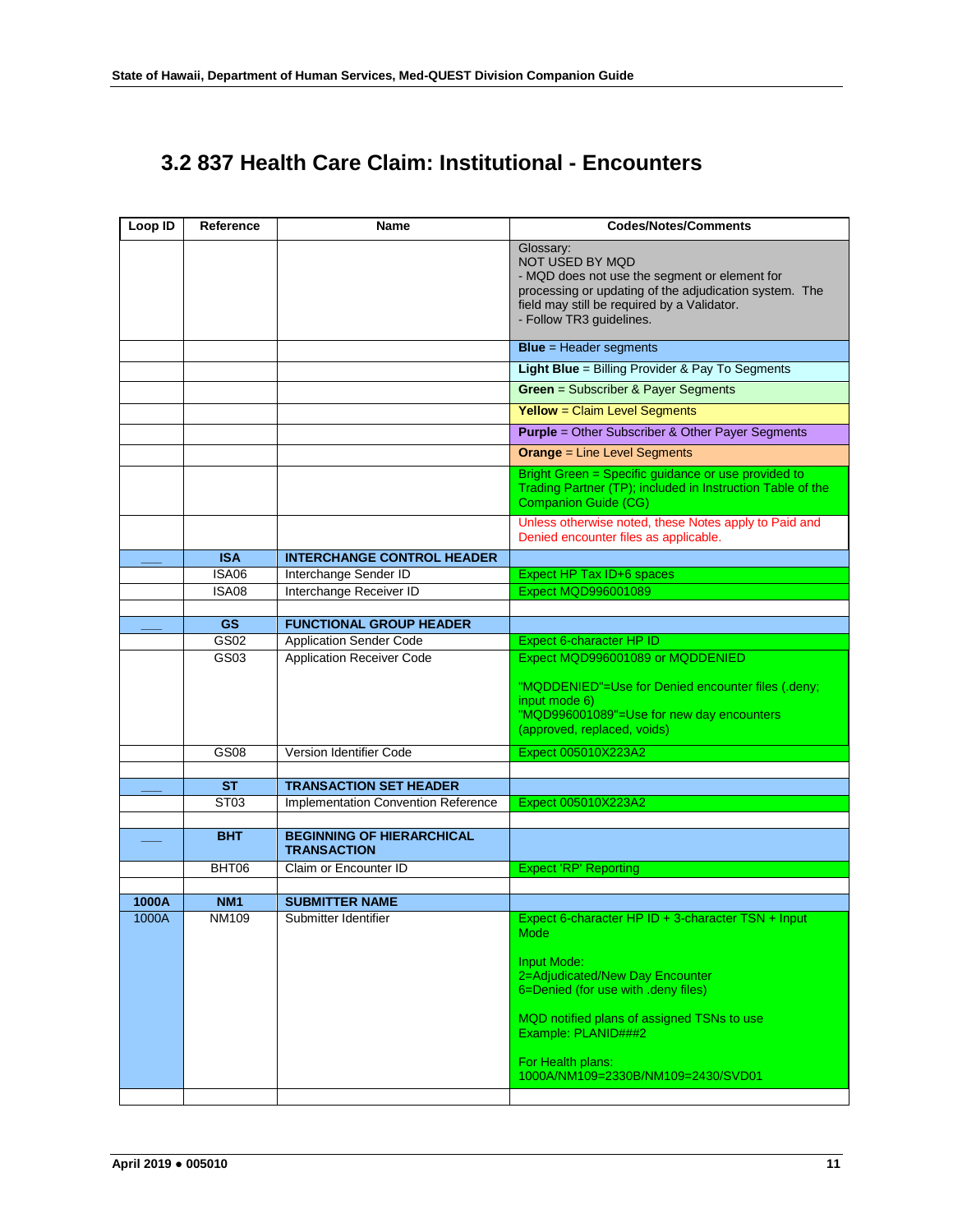## 3.2 837 Health Care Claim: Institutional - Encounters

| Loop ID | Reference | Name | Codes/Notes/Comments |
|---|---|---|---|
| | | | Glossary:<br>NOT USED BY MQD<br>- MQD does not use the segment or element for processing or updating of the adjudication system. The field may still be required by a Validator.<br>- Follow TR3 guidelines. |
| | | | **Blue** = Header segments |
| | | | **Light Blue** = Billing Provider & Pay To Segments |
| | | | **Green** = Subscriber & Payer Segments |
| | | | **Yellow** = Claim Level Segments |
| | | | **Purple** = Other Subscriber & Other Payer Segments |
| | | | **Orange** = Line Level Segments |
| | | | Bright Green = Specific guidance or use provided to Trading Partner (TP); included in Instruction Table of the Companion Guide (CG) |
| | | | Unless otherwise noted, these Notes apply to Paid and Denied encounter files as applicable. |
| ___ | **ISA** | **INTERCHANGE CONTROL HEADER** | |
| | ISA06 | Interchange Sender ID | Expect HP Tax ID+6 spaces |
| | ISA08 | Interchange Receiver ID | Expect MQD996001089 |
| | | | |
| ___ | **GS** | **FUNCTIONAL GROUP HEADER** | |
| | GS02 | Application Sender Code | Expect 6-character HP ID |
| | GS03 | Application Receiver Code | Expect MQD996001089 or MQDDENIED<br><br>"MQDDENIED"=Use for Denied encounter files (.deny; input mode 6)<br>"MQD996001089"=Use for new day encounters (approved, replaced, voids) |
| | GS08 | Version Identifier Code | Expect 005010X223A2 |
| | | | |
| ___ | **ST** | **TRANSACTION SET HEADER** | |
| | ST03 | Implementation Convention Reference | Expect 005010X223A2 |
| | | | |
| ___ | **BHT** | **BEGINNING OF HIERARCHICAL TRANSACTION** | |
| | BHT06 | Claim or Encounter ID | Expect 'RP' Reporting |
| | | | |
| **1000A** | **NM1** | **SUBMITTER NAME** | |
| 1000A | NM109 | Submitter Identifier | Expect 6-character HP ID + 3-character TSN + Input Mode<br><br>Input Mode:<br>2=Adjudicated/New Day Encounter<br>6=Denied (for use with .deny files)<br><br>MQD notified plans of assigned TSNs to use<br>Example: PLANID###2<br><br>For Health plans:<br>1000A/NM109=2330B/NM109=2430/SVD01 |
| | | | |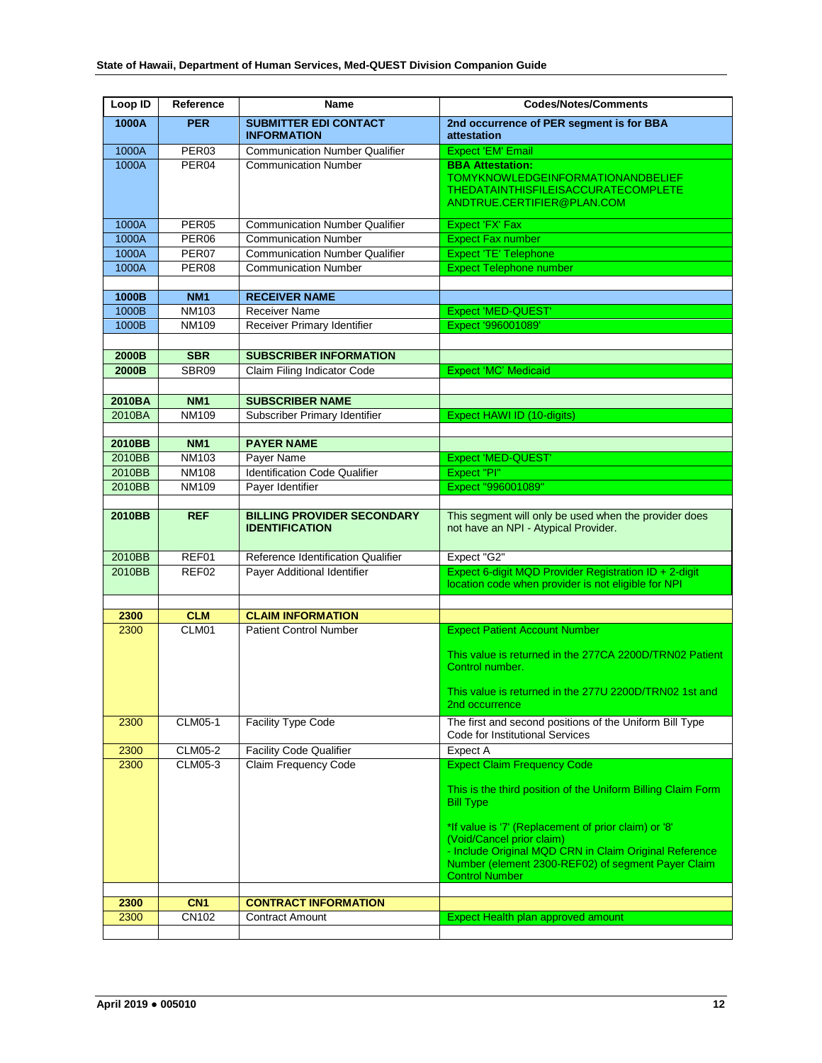| Loop ID | Reference | Name | Codes/Notes/Comments |
|---|---|---|---|
| **1000A** | **PER** | **SUBMITTER EDI CONTACT INFORMATION** | **2nd occurrence of PER segment is for BBA attestation** |
| 1000A | PER03 | Communication Number Qualifier | Expect 'EM' Email |
| 1000A | PER04 | Communication Number | **BBA Attestation:** TOMYKNOWLEDGEINFORMATIONANDBELIEF THEDATAINTHISFILEISACCURATECOMPLETE ANDTRUE.CERTIFIER@PLAN.COM |
| 1000A | PER05 | Communication Number Qualifier | Expect 'FX' Fax |
| 1000A | PER06 | Communication Number | Expect Fax number |
| 1000A | PER07 | Communication Number Qualifier | Expect 'TE' Telephone |
| 1000A | PER08 | Communication Number | Expect Telephone number |
| | | | |
| **1000B** | **NM1** | **RECEIVER NAME** | |
| 1000B | NM103 | Receiver Name | Expect 'MED-QUEST' |
| 1000B | NM109 | Receiver Primary Identifier | Expect '996001089' |
| | | | |
| **2000B** | **SBR** | **SUBSCRIBER INFORMATION** | |
| **2000B** | SBR09 | Claim Filing Indicator Code | Expect 'MC' Medicaid |
| | | | |
| **2010BA** | **NM1** | **SUBSCRIBER NAME** | |
| 2010BA | NM109 | Subscriber Primary Identifier | Expect HAWI ID (10-digits) |
| | | | |
| **2010BB** | **NM1** | **PAYER NAME** | |
| 2010BB | NM103 | Payer Name | Expect 'MED-QUEST' |
| 2010BB | NM108 | Identification Code Qualifier | Expect "PI" |
| 2010BB | NM109 | Payer Identifier | Expect "996001089" |
| | | | |
| **2010BB** | **REF** | **BILLING PROVIDER SECONDARY IDENTIFICATION** | This segment will only be used when the provider does not have an NPI - Atypical Provider. |
| 2010BB | REF01 | Reference Identification Qualifier | Expect "G2" |
| 2010BB | REF02 | Payer Additional Identifier | Expect 6-digit MQD Provider Registration ID + 2-digit location code when provider is not eligible for NPI |
| | | | |
| **2300** | **CLM** | **CLAIM INFORMATION** | |
| 2300 | CLM01 | Patient Control Number | Expect Patient Account Number<br><br>This value is returned in the 277CA 2200D/TRN02 Patient Control number.<br><br>This value is returned in the 277U 2200D/TRN02 1st and 2nd occurrence |
| 2300 | CLM05-1 | Facility Type Code | The first and second positions of the Uniform Bill Type Code for Institutional Services |
| 2300 | CLM05-2 | Facility Code Qualifier | Expect A |
| 2300 | CLM05-3 | Claim Frequency Code | Expect Claim Frequency Code<br><br>This is the third position of the Uniform Billing Claim Form Bill Type<br><br>*If value is '7' (Replacement of prior claim) or '8' (Void/Cancel prior claim)<br>- Include Original MQD CRN in Claim Original Reference Number (element 2300-REF02) of segment Payer Claim Control Number |
| | | | |
| **2300** | **CN1** | **CONTRACT INFORMATION** | |
| 2300 | CN102 | Contract Amount | Expect Health plan approved amount |
| | | | |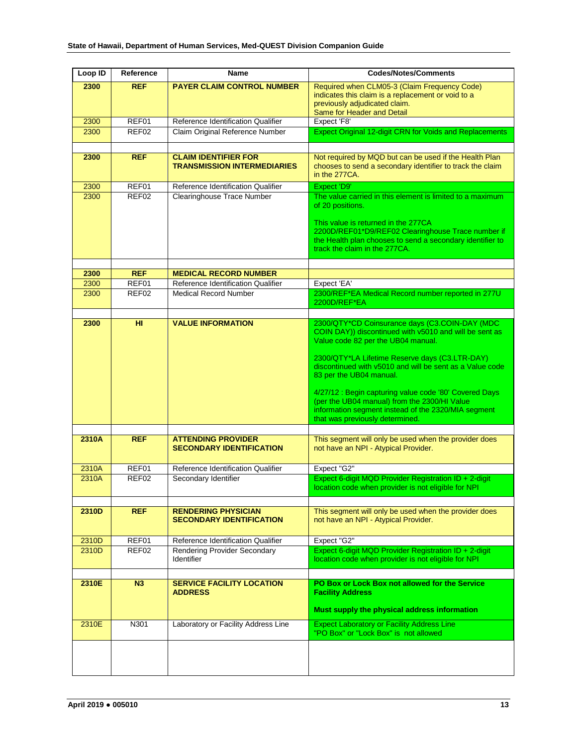| Loop ID | Reference | Name | Codes/Notes/Comments |
|---|---|---|---|
| **2300** | **REF** | **PAYER CLAIM CONTROL NUMBER** | Required when CLM05-3 (Claim Frequency Code) indicates this claim is a replacement or void to a previously adjudicated claim.<br>Same for Header and Detail |
| 2300 | REF01 | Reference Identification Qualifier | Expect 'F8' |
| 2300 | REF02 | Claim Original Reference Number | Expect Original 12-digit CRN for Voids and Replacements |
| | | | |
| **2300** | **REF** | **CLAIM IDENTIFIER FOR TRANSMISSION INTERMEDIARIES** | Not required by MQD but can be used if the Health Plan chooses to send a secondary identifier to track the claim in the 277CA. |
| 2300 | REF01 | Reference Identification Qualifier | Expect 'D9' |
| 2300 | REF02 | Clearinghouse Trace Number | The value carried in this element is limited to a maximum of 20 positions.<br><br>This value is returned in the 277CA 2200D/REF01*D9/REF02 Clearinghouse Trace number if the Health plan chooses to send a secondary identifier to track the claim in the 277CA. |
| | | | |
| **2300** | **REF** | **MEDICAL RECORD NUMBER** | |
| 2300 | REF01 | Reference Identification Qualifier | Expect 'EA' |
| 2300 | REF02 | Medical Record Number | 2300/REF*EA Medical Record number reported in 277U 2200D/REF*EA |
| | | | |
| **2300** | **HI** | **VALUE INFORMATION** | 2300/QTY*CD Coinsurance days (C3.COIN-DAY (MDC COIN DAY)) discontinued with v5010 and will be sent as Value code 82 per the UB04 manual.<br><br>2300/QTY*LA Lifetime Reserve days (C3.LTR-DAY) discontinued with v5010 and will be sent as a Value code 83 per the UB04 manual.<br><br>4/27/12 : Begin capturing value code '80' Covered Days (per the UB04 manual) from the 2300/HI Value information segment instead of the 2320/MIA segment that was previously determined. |
| | | | |
| **2310A** | **REF** | **ATTENDING PROVIDER SECONDARY IDENTIFICATION** | This segment will only be used when the provider does not have an NPI - Atypical Provider. |
| 2310A | REF01 | Reference Identification Qualifier | Expect "G2" |
| 2310A | REF02 | Secondary Identifier | Expect 6-digit MQD Provider Registration ID + 2-digit location code when provider is not eligible for NPI |
| | | | |
| **2310D** | **REF** | **RENDERING PHYSICIAN SECONDARY IDENTIFICATION** | This segment will only be used when the provider does not have an NPI - Atypical Provider. |
| 2310D | REF01 | Reference Identification Qualifier | Expect "G2" |
| 2310D | REF02 | Rendering Provider Secondary Identifier | Expect 6-digit MQD Provider Registration ID + 2-digit location code when provider is not eligible for NPI |
| | | | |
| **2310E** | **N3** | **SERVICE FACILITY LOCATION ADDRESS** | **PO Box or Lock Box not allowed for the Service Facility Address**<br><br>**Must supply the physical address information** |
| 2310E | N301 | Laboratory or Facility Address Line | Expect Laboratory or Facility Address Line<br>"PO Box" or "Lock Box" is not allowed |
| | | | |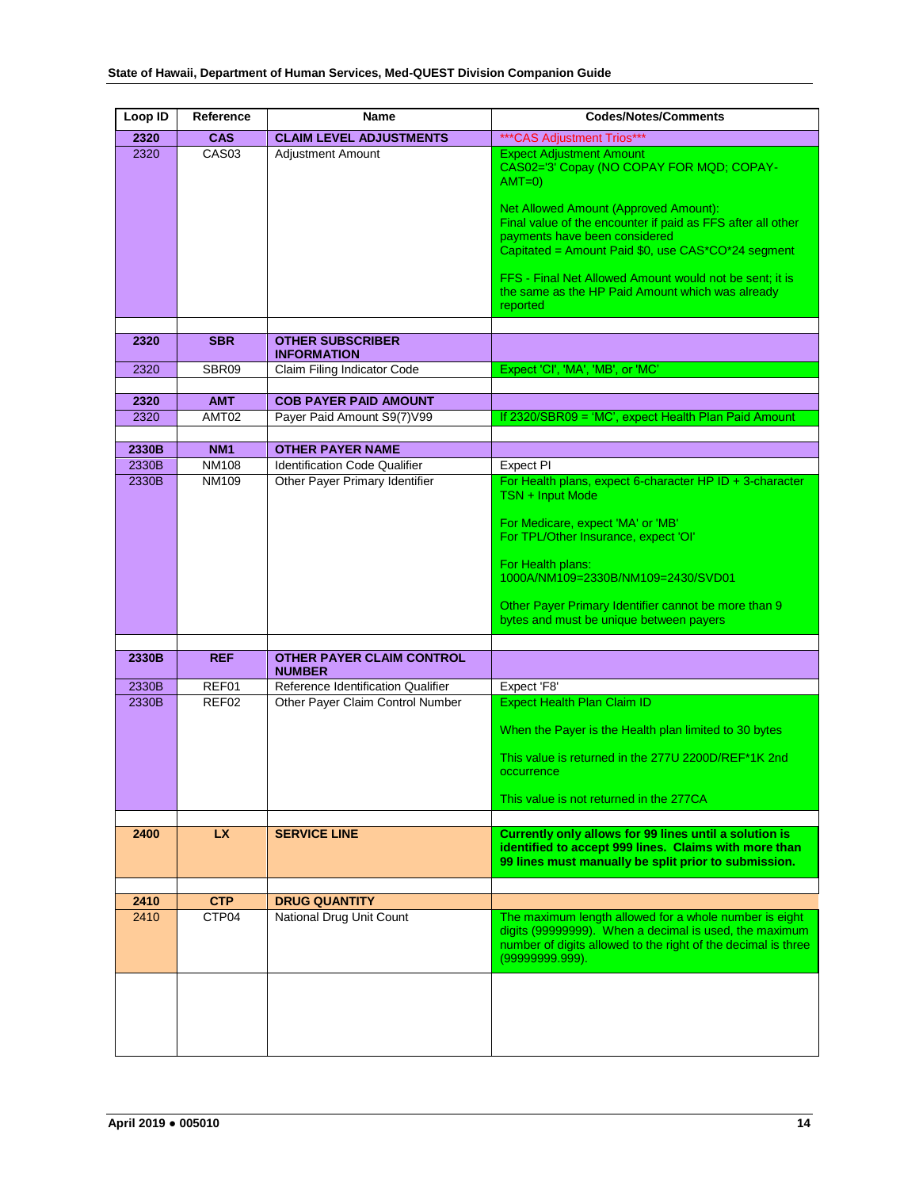| Loop ID | Reference | Name | Codes/Notes/Comments |
|---|---|---|---|
| **2320** | **CAS** | **CLAIM LEVEL ADJUSTMENTS** | ***CAS Adjustment Trios*** |
| 2320 | CAS03 | Adjustment Amount | Expect Adjustment Amount<br>CAS02='3' Copay (NO COPAY FOR MQD; COPAY-AMT=0)<br><br>Net Allowed Amount (Approved Amount):<br>Final value of the encounter if paid as FFS after all other payments have been considered<br>Capitated = Amount Paid $0, use CAS*CO*24 segment<br><br>FFS - Final Net Allowed Amount would not be sent; it is the same as the HP Paid Amount which was already reported |
| | | | |
| **2320** | **SBR** | **OTHER SUBSCRIBER INFORMATION** | |
| 2320 | SBR09 | Claim Filing Indicator Code | Expect 'CI', 'MA', 'MB', or 'MC' |
| | | | |
| **2320** | **AMT** | **COB PAYER PAID AMOUNT** | |
| 2320 | AMT02 | Payer Paid Amount S9(7)V99 | If 2320/SBR09 = 'MC', expect Health Plan Paid Amount |
| | | | |
| **2330B** | **NM1** | **OTHER PAYER NAME** | |
| 2330B | NM108 | Identification Code Qualifier | Expect PI |
| 2330B | NM109 | Other Payer Primary Identifier | For Health plans, expect 6-character HP ID + 3-character TSN + Input Mode<br><br>For Medicare, expect 'MA' or 'MB'<br>For TPL/Other Insurance, expect 'OI'<br><br>For Health plans:<br>1000A/NM109=2330B/NM109=2430/SVD01<br><br>Other Payer Primary Identifier cannot be more than 9 bytes and must be unique between payers |
| | | | |
| **2330B** | **REF** | **OTHER PAYER CLAIM CONTROL NUMBER** | |
| 2330B | REF01 | Reference Identification Qualifier | Expect 'F8' |
| 2330B | REF02 | Other Payer Claim Control Number | Expect Health Plan Claim ID<br><br>When the Payer is the Health plan limited to 30 bytes<br><br>This value is returned in the 277U 2200D/REF*1K 2nd occurrence<br><br>This value is not returned in the 277CA |
| | | | |
| **2400** | **LX** | **SERVICE LINE** | **Currently only allows for 99 lines until a solution is identified to accept 999 lines. Claims with more than 99 lines must manually be split prior to submission.** |
| | | | |
| **2410** | **CTP** | **DRUG QUANTITY** | |
| 2410 | CTP04 | National Drug Unit Count | The maximum length allowed for a whole number is eight digits (99999999). When a decimal is used, the maximum number of digits allowed to the right of the decimal is three (99999999.999). |
| | | | |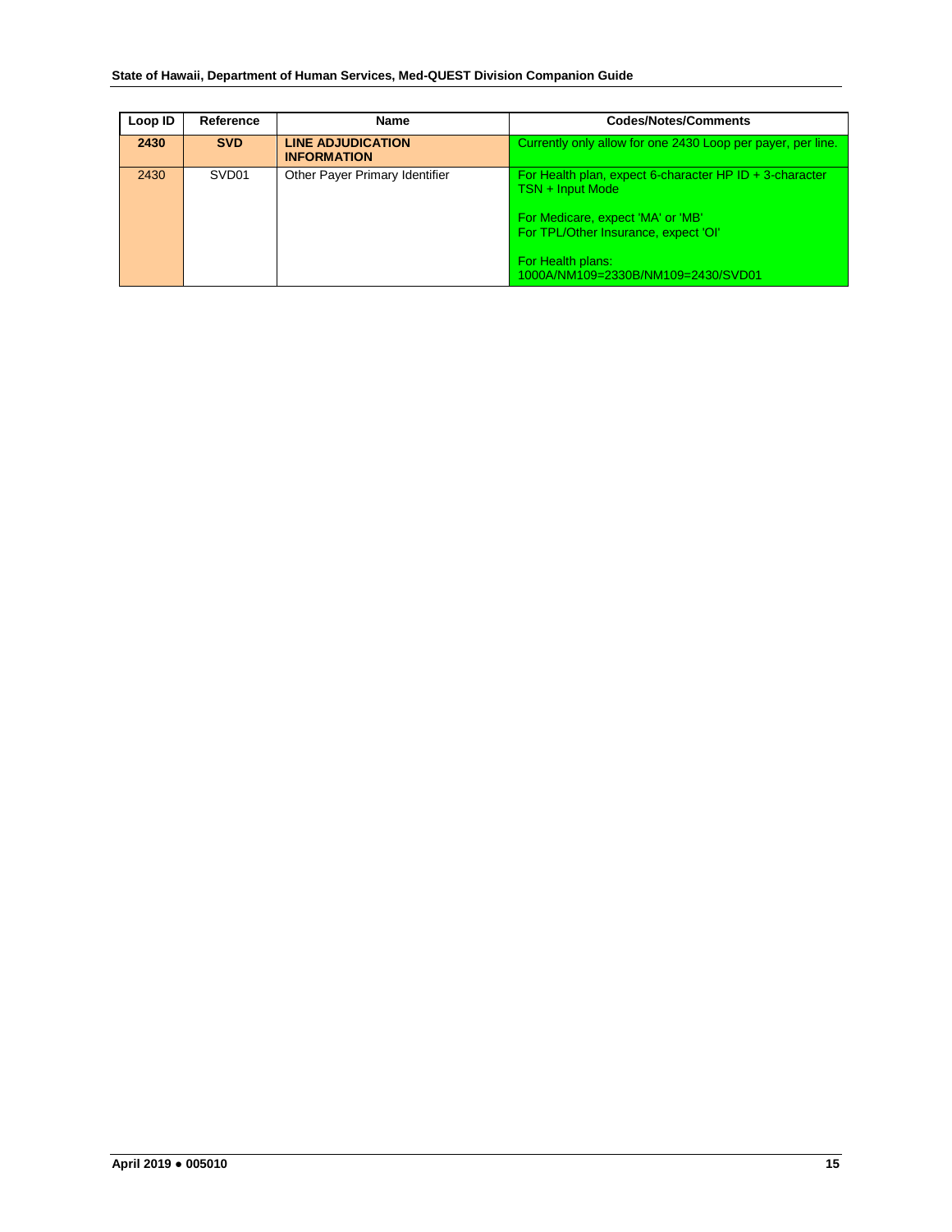| Loop ID | Reference | Name | Codes/Notes/Comments |
|---|---|---|---|
| **2430** | **SVD** | **LINE ADJUDICATION INFORMATION** | Currently only allow for one 2430 Loop per payer, per line. |
| 2430 | SVD01 | Other Payer Primary Identifier | For Health plan, expect 6-character HP ID + 3-character TSN + Input Mode<br><br>For Medicare, expect 'MA' or 'MB'<br>For TPL/Other Insurance, expect 'OI'<br><br>For Health plans:<br>1000A/NM109=2330B/NM109=2430/SVD01 |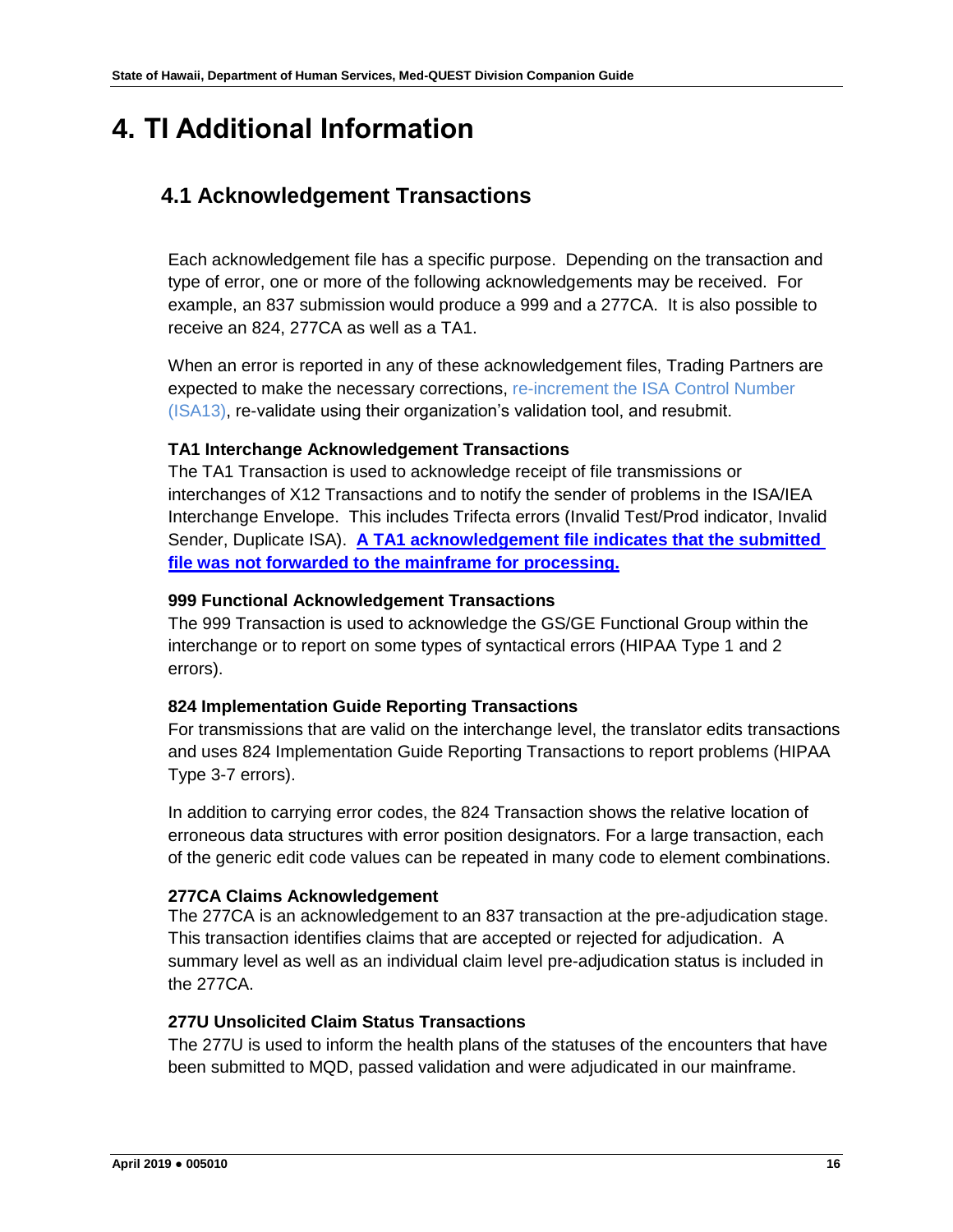# 4. TI Additional Information

## 4.1 Acknowledgement Transactions

Each acknowledgement file has a specific purpose. Depending on the transaction and type of error, one or more of the following acknowledgements may be received. For example, an 837 submission would produce a 999 and a 277CA. It is also possible to receive an 824, 277CA as well as a TA1.

When an error is reported in any of these acknowledgement files, Trading Partners are expected to make the necessary corrections, re-increment the ISA Control Number (ISA13), re-validate using their organization's validation tool, and resubmit.

**TA1 Interchange Acknowledgement Transactions**

The TA1 Transaction is used to acknowledge receipt of file transmissions or interchanges of X12 Transactions and to notify the sender of problems in the ISA/IEA Interchange Envelope. This includes Trifecta errors (Invalid Test/Prod indicator, Invalid Sender, Duplicate ISA). **A TA1 acknowledgement file indicates that the submitted file was not forwarded to the mainframe for processing.**

**999 Functional Acknowledgement Transactions**

The 999 Transaction is used to acknowledge the GS/GE Functional Group within the interchange or to report on some types of syntactical errors (HIPAA Type 1 and 2 errors).

**824 Implementation Guide Reporting Transactions**

For transmissions that are valid on the interchange level, the translator edits transactions and uses 824 Implementation Guide Reporting Transactions to report problems (HIPAA Type 3-7 errors).

In addition to carrying error codes, the 824 Transaction shows the relative location of erroneous data structures with error position designators. For a large transaction, each of the generic edit code values can be repeated in many code to element combinations.

**277CA Claims Acknowledgement**

The 277CA is an acknowledgement to an 837 transaction at the pre-adjudication stage. This transaction identifies claims that are accepted or rejected for adjudication. A summary level as well as an individual claim level pre-adjudication status is included in the 277CA.

**277U Unsolicited Claim Status Transactions**

The 277U is used to inform the health plans of the statuses of the encounters that have been submitted to MQD, passed validation and were adjudicated in our mainframe.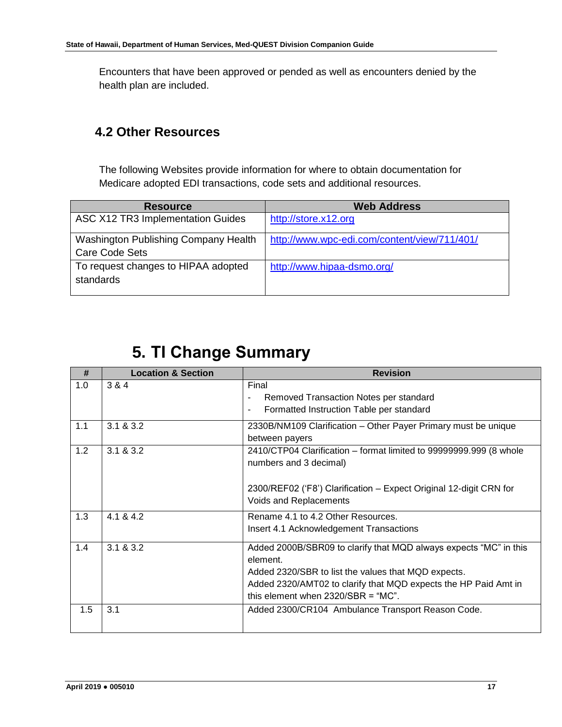Encounters that have been approved or pended as well as encounters denied by the health plan are included.

## 4.2 Other Resources

The following Websites provide information for where to obtain documentation for Medicare adopted EDI transactions, code sets and additional resources.

| Resource | Web Address |
|---|---|
| ASC X12 TR3 Implementation Guides | http://store.x12.org |
| Washington Publishing Company Health Care Code Sets | http://www.wpc-edi.com/content/view/711/401/ |
| To request changes to HIPAA adopted standards | http://www.hipaa-dsmo.org/ |

# 5. TI Change Summary

| # | Location & Section | Revision |
|---|---|---|
| 1.0 | 3 & 4 | Final<br>- Removed Transaction Notes per standard<br>- Formatted Instruction Table per standard |
| 1.1 | 3.1 & 3.2 | 2330B/NM109 Clarification – Other Payer Primary must be unique between payers |
| 1.2 | 3.1 & 3.2 | 2410/CTP04 Clarification – format limited to 99999999.999 (8 whole numbers and 3 decimal)<br><br>2300/REF02 ('F8') Clarification – Expect Original 12-digit CRN for Voids and Replacements |
| 1.3 | 4.1 & 4.2 | Rename 4.1 to 4.2 Other Resources.<br>Insert 4.1 Acknowledgement Transactions |
| 1.4 | 3.1 & 3.2 | Added 2000B/SBR09 to clarify that MQD always expects "MC" in this element.<br>Added 2320/SBR to list the values that MQD expects.<br>Added 2320/AMT02 to clarify that MQD expects the HP Paid Amt in this element when 2320/SBR = "MC". |
| 1.5 | 3.1 | Added 2300/CR104 Ambulance Transport Reason Code. |